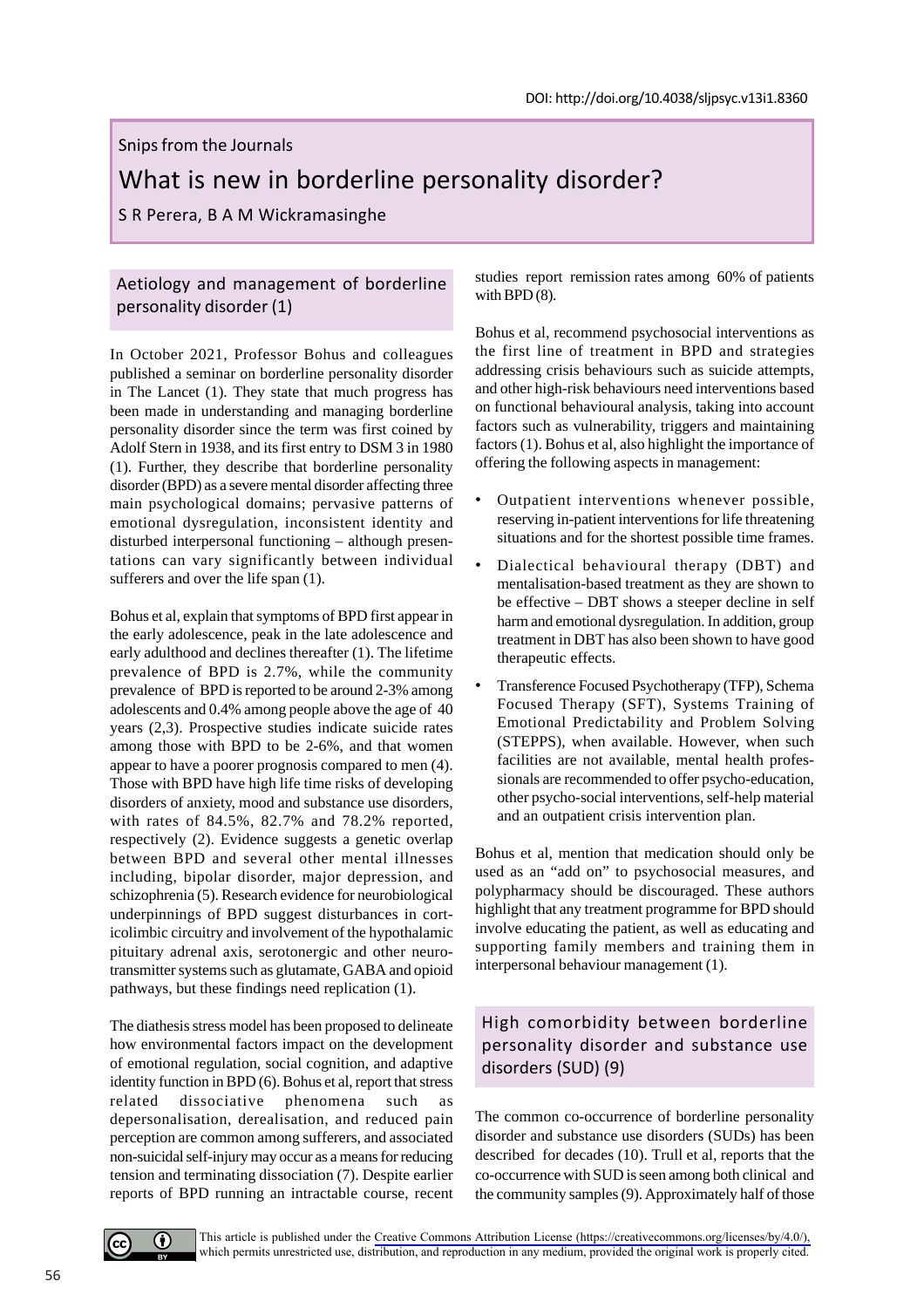DOI: http://doi.org/10.4038/sljpsyc.v13i1.8360

Snips from the Journals

# What is new in borderline personality disorder?

S R Perera, B A M Wickramasinghe

## Aetiology and management of borderline personality disorder (1)

In October 2021, Professor Bohus and colleagues published a seminar on borderline personality disorder in The Lancet (1). They state that much progress has been made in understanding and managing borderline personality disorder since the term was first coined by Adolf Stern in 1938, and its first entry to DSM 3 in 1980 (1). Further, they describe that borderline personality disorder (BPD) as a severe mental disorder affecting three main psychological domains; pervasive patterns of emotional dysregulation, inconsistent identity and disturbed interpersonal functioning – although presentations can vary significantly between individual sufferers and over the life span (1).

Bohus et al, explain that symptoms of BPD first appear in the early adolescence, peak in the late adolescence and early adulthood and declines thereafter (1). The lifetime prevalence of BPD is 2.7%, while the community prevalence of BPD is reported to be around 2-3% among adolescents and 0.4% among people above the age of 40 years (2,3). Prospective studies indicate suicide rates among those with BPD to be 2-6%, and that women appear to have a poorer prognosis compared to men (4). Those with BPD have high life time risks of developing disorders of anxiety, mood and substance use disorders, with rates of 84.5%, 82.7% and 78.2% reported, respectively (2). Evidence suggests a genetic overlap between BPD and several other mental illnesses including, bipolar disorder, major depression, and schizophrenia (5). Research evidence for neurobiological underpinnings of BPD suggest disturbances in corticolimbic circuitry and involvement of the hypothalamic pituitary adrenal axis, serotonergic and other neurotransmitter systems such as glutamate, GABA and opioid pathways, but these findings need replication (1).

The diathesis stress model has been proposed to delineate how environmental factors impact on the development of emotional regulation, social cognition, and adaptive identity function in BPD (6). Bohus et al, report that stress related dissociative phenomena such as depersonalisation, derealisation, and reduced pain perception are common among sufferers, and associated non-suicidal self-injury may occur as a means for reducing tension and terminating dissociation (7). Despite earlier reports of BPD running an intractable course, recent studies report remission rates among 60% of patients with BPD (8).

Bohus et al, recommend psychosocial interventions as the first line of treatment in BPD and strategies addressing crisis behaviours such as suicide attempts, and other high-risk behaviours need interventions based on functional behavioural analysis, taking into account factors such as vulnerability, triggers and maintaining factors (1). Bohus et al, also highlight the importance of offering the following aspects in management:

- Outpatient interventions whenever possible, reserving in-patient interventions for life threatening situations and for the shortest possible time frames.
- Dialectical behavioural therapy (DBT) and mentalisation-based treatment as they are shown to be effective – DBT shows a steeper decline in self harm and emotional dysregulation. In addition, group treatment in DBT has also been shown to have good therapeutic effects.
- Transference Focused Psychotherapy (TFP), Schema Focused Therapy (SFT), Systems Training of Emotional Predictability and Problem Solving (STEPPS), when available. However, when such facilities are not available, mental health professionals are recommended to offer psycho-education, other psycho-social interventions, self-help material and an outpatient crisis intervention plan.

Bohus et al, mention that medication should only be used as an "add on" to psychosocial measures, and polypharmacy should be discouraged. These authors highlight that any treatment programme for BPD should involve educating the patient, as well as educating and supporting family members and training them in interpersonal behaviour management (1).

## High comorbidity between borderline personality disorder and substance use disorders (SUD) (9)

The common co-occurrence of borderline personality disorder and substance use disorders (SUDs) has been described for decades (10). Trull et al, reports that the co-occurrence with SUD is seen among both clinical and the community samples (9). Approximately half of those

This article is published under the Creative Commons Attribution License (https://creativecommons.org/licenses/by/4.0/), which permits unrestricted use, distribution, and reproduction in any medium, provided the original work is properly cited.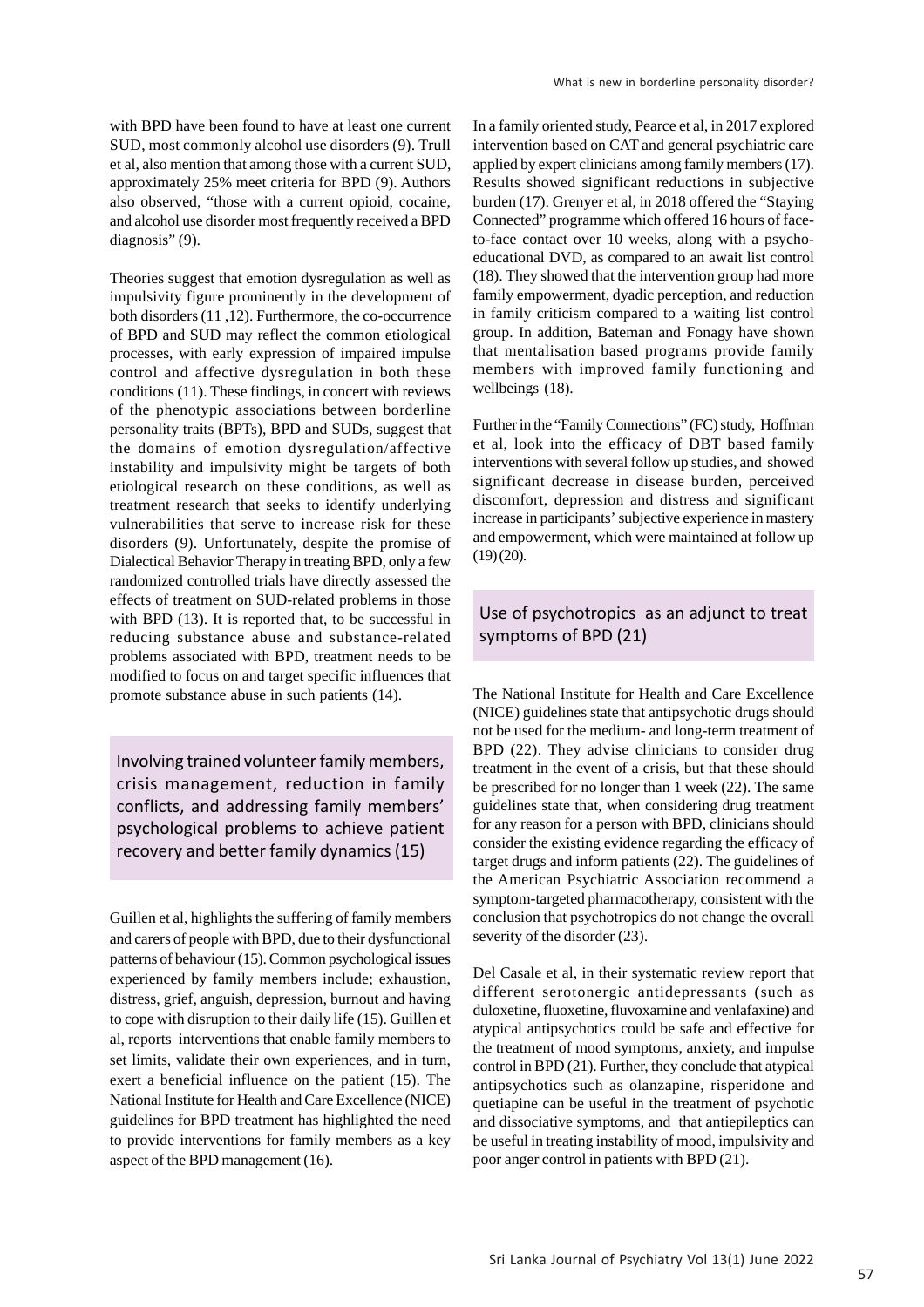with BPD have been found to have at least one current SUD, most commonly alcohol use disorders (9). Trull et al, also mention that among those with a current SUD, approximately 25% meet criteria for BPD (9). Authors also observed, "those with a current opioid, cocaine, and alcohol use disorder most frequently received a BPD diagnosis" (9).

Theories suggest that emotion dysregulation as well as impulsivity figure prominently in the development of both disorders (11 ,12). Furthermore, the co-occurrence of BPD and SUD may reflect the common etiological processes, with early expression of impaired impulse control and affective dysregulation in both these conditions (11). These findings, in concert with reviews of the phenotypic associations between borderline personality traits (BPTs), BPD and SUDs, suggest that the domains of emotion dysregulation/affective instability and impulsivity might be targets of both etiological research on these conditions, as well as treatment research that seeks to identify underlying vulnerabilities that serve to increase risk for these disorders (9). Unfortunately, despite the promise of Dialectical Behavior Therapy in treating BPD, only a few randomized controlled trials have directly assessed the effects of treatment on SUD-related problems in those with BPD (13). It is reported that, to be successful in reducing substance abuse and substance-related problems associated with BPD, treatment needs to be modified to focus on and target specific influences that promote substance abuse in such patients (14).

## Involving trained volunteer family members, crisis management, reduction in family conflicts, and addressing family members' psychological problems to achieve patient recovery and better family dynamics (15)

Guillen et al, highlights the suffering of family members and carers of people with BPD, due to their dysfunctional patterns of behaviour (15). Common psychological issues experienced by family members include; exhaustion, distress, grief, anguish, depression, burnout and having to cope with disruption to their daily life (15). Guillen et al, reports interventions that enable family members to set limits, validate their own experiences, and in turn, exert a beneficial influence on the patient (15). The National Institute for Health and Care Excellence (NICE) guidelines for BPD treatment has highlighted the need to provide interventions for family members as a key aspect of the BPD management (16).

In a family oriented study, Pearce et al, in 2017 explored intervention based on CAT and general psychiatric care applied by expert clinicians among family members (17). Results showed significant reductions in subjective burden (17). Grenyer et al, in 2018 offered the "Staying Connected" programme which offered 16 hours of face-to-face contact over 10 weeks, along with a psycho-educational DVD, as compared to an await list control (18). They showed that the intervention group had more family empowerment, dyadic perception, and reduction in family criticism compared to a waiting list control group. In addition, Bateman and Fonagy have shown that mentalisation based programs provide family members with improved family functioning and wellbeings (18).

Further in the "Family Connections" (FC) study, Hoffman et al, look into the efficacy of DBT based family interventions with several follow up studies, and showed significant decrease in disease burden, perceived discomfort, depression and distress and significant increase in participants' subjective experience in mastery and empowerment, which were maintained at follow up (19) (20).

## Use of psychotropics as an adjunct to treat symptoms of BPD (21)

The National Institute for Health and Care Excellence (NICE) guidelines state that antipsychotic drugs should not be used for the medium- and long-term treatment of BPD (22). They advise clinicians to consider drug treatment in the event of a crisis, but that these should be prescribed for no longer than 1 week (22). The same guidelines state that, when considering drug treatment for any reason for a person with BPD, clinicians should consider the existing evidence regarding the efficacy of target drugs and inform patients (22). The guidelines of the American Psychiatric Association recommend a symptom-targeted pharmacotherapy, consistent with the conclusion that psychotropics do not change the overall severity of the disorder (23).

Del Casale et al, in their systematic review report that different serotonergic antidepressants (such as duloxetine, fluoxetine, fluvoxamine and venlafaxine) and atypical antipsychotics could be safe and effective for the treatment of mood symptoms, anxiety, and impulse control in BPD (21). Further, they conclude that atypical antipsychotics such as olanzapine, risperidone and quetiapine can be useful in the treatment of psychotic and dissociative symptoms, and that antiepileptics can be useful in treating instability of mood, impulsivity and poor anger control in patients with BPD (21).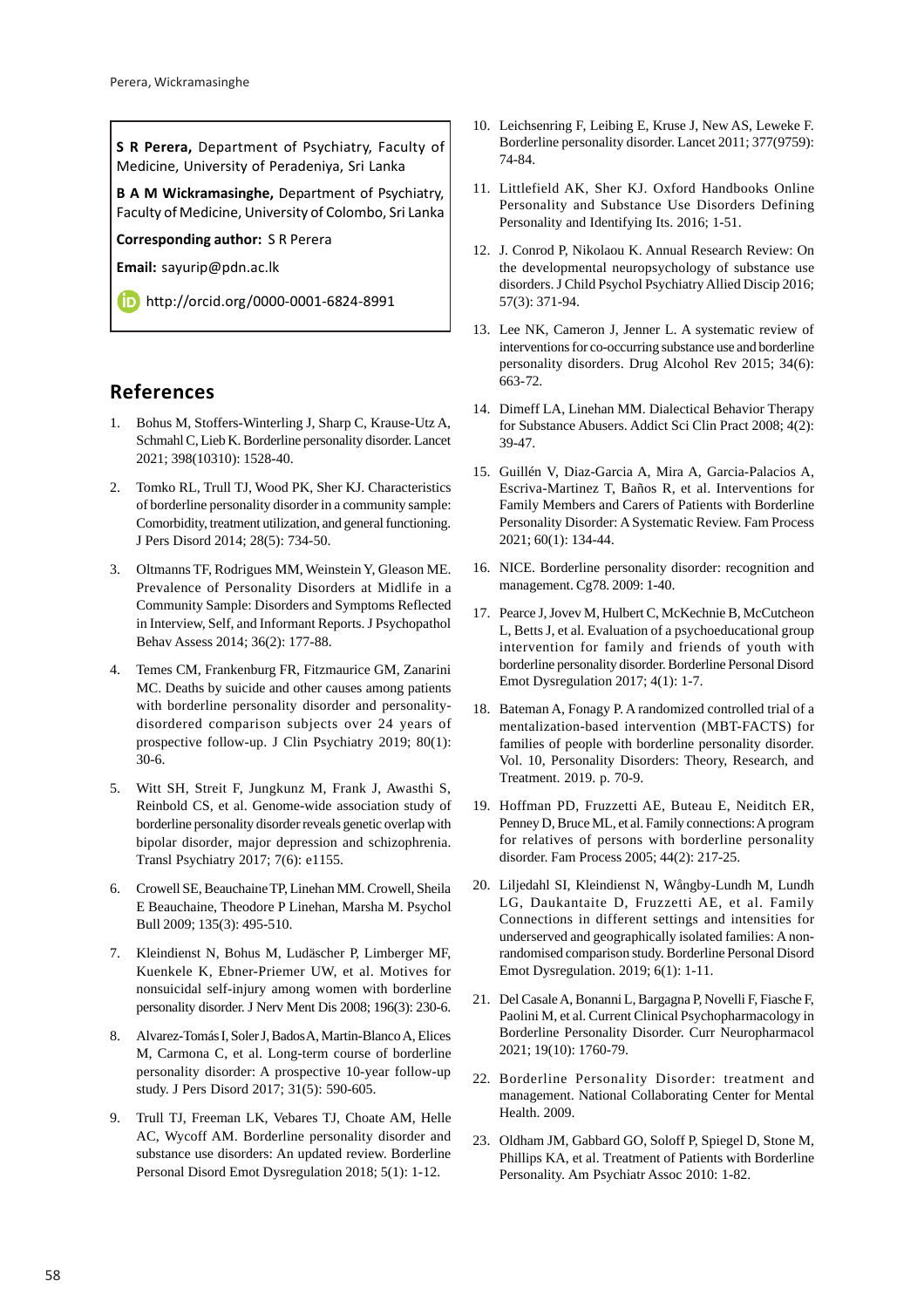**S R Perera,** Department of Psychiatry, Faculty of Medicine, University of Peradeniya, Sri Lanka

**B A M Wickramasinghe,** Department of Psychiatry, Faculty of Medicine, University of Colombo, Sri Lanka

**Corresponding author:** S R Perera

**Email:** sayurip@pdn.ac.lk

http://orcid.org/0000-0001-6824-8991

## References

1. Bohus M, Stoffers-Winterling J, Sharp C, Krause-Utz A, Schmahl C, Lieb K. Borderline personality disorder. Lancet 2021; 398(10310): 1528-40.
2. Tomko RL, Trull TJ, Wood PK, Sher KJ. Characteristics of borderline personality disorder in a community sample: Comorbidity, treatment utilization, and general functioning. J Pers Disord 2014; 28(5): 734-50.
3. Oltmanns TF, Rodrigues MM, Weinstein Y, Gleason ME. Prevalence of Personality Disorders at Midlife in a Community Sample: Disorders and Symptoms Reflected in Interview, Self, and Informant Reports. J Psychopathol Behav Assess 2014; 36(2): 177-88.
4. Temes CM, Frankenburg FR, Fitzmaurice GM, Zanarini MC. Deaths by suicide and other causes among patients with borderline personality disorder and personality-disordered comparison subjects over 24 years of prospective follow-up. J Clin Psychiatry 2019; 80(1): 30-6.
5. Witt SH, Streit F, Jungkunz M, Frank J, Awasthi S, Reinbold CS, et al. Genome-wide association study of borderline personality disorder reveals genetic overlap with bipolar disorder, major depression and schizophrenia. Transl Psychiatry 2017; 7(6): e1155.
6. Crowell SE, Beauchaine TP, Linehan MM. Crowell, Sheila E Beauchaine, Theodore P Linehan, Marsha M. Psychol Bull 2009; 135(3): 495-510.
7. Kleindienst N, Bohus M, Ludäscher P, Limberger MF, Kuenkele K, Ebner-Priemer UW, et al. Motives for nonsuicidal self-injury among women with borderline personality disorder. J Nerv Ment Dis 2008; 196(3): 230-6.
8. Alvarez-Tomás I, Soler J, Bados A, Martin-Blanco A, Elices M, Carmona C, et al. Long-term course of borderline personality disorder: A prospective 10-year follow-up study. J Pers Disord 2017; 31(5): 590-605.
9. Trull TJ, Freeman LK, Vebares TJ, Choate AM, Helle AC, Wycoff AM. Borderline personality disorder and substance use disorders: An updated review. Borderline Personal Disord Emot Dysregulation 2018; 5(1): 1-12.
10. Leichsenring F, Leibing E, Kruse J, New AS, Leweke F. Borderline personality disorder. Lancet 2011; 377(9759): 74-84.
11. Littlefield AK, Sher KJ. Oxford Handbooks Online Personality and Substance Use Disorders Defining Personality and Identifying Its. 2016; 1-51.
12. J. Conrod P, Nikolaou K. Annual Research Review: On the developmental neuropsychology of substance use disorders. J Child Psychol Psychiatry Allied Discip 2016; 57(3): 371-94.
13. Lee NK, Cameron J, Jenner L. A systematic review of interventions for co-occurring substance use and borderline personality disorders. Drug Alcohol Rev 2015; 34(6): 663-72.
14. Dimeff LA, Linehan MM. Dialectical Behavior Therapy for Substance Abusers. Addict Sci Clin Pract 2008; 4(2): 39-47.
15. Guillén V, Diaz-Garcia A, Mira A, Garcia-Palacios A, Escriva-Martinez T, Baños R, et al. Interventions for Family Members and Carers of Patients with Borderline Personality Disorder: A Systematic Review. Fam Process 2021; 60(1): 134-44.
16. NICE. Borderline personality disorder: recognition and management. Cg78. 2009: 1-40.
17. Pearce J, Jovev M, Hulbert C, McKechnie B, McCutcheon L, Betts J, et al. Evaluation of a psychoeducational group intervention for family and friends of youth with borderline personality disorder. Borderline Personal Disord Emot Dysregulation 2017; 4(1): 1-7.
18. Bateman A, Fonagy P. A randomized controlled trial of a mentalization-based intervention (MBT-FACTS) for families of people with borderline personality disorder. Vol. 10, Personality Disorders: Theory, Research, and Treatment. 2019. p. 70-9.
19. Hoffman PD, Fruzzetti AE, Buteau E, Neiditch ER, Penney D, Bruce ML, et al. Family connections: A program for relatives of persons with borderline personality disorder. Fam Process 2005; 44(2): 217-25.
20. Liljedahl SI, Kleindienst N, Wångby-Lundh M, Lundh LG, Daukantaite D, Fruzzetti AE, et al. Family Connections in different settings and intensities for underserved and geographically isolated families: A non-randomised comparison study. Borderline Personal Disord Emot Dysregulation. 2019; 6(1): 1-11.
21. Del Casale A, Bonanni L, Bargagna P, Novelli F, Fiasche F, Paolini M, et al. Current Clinical Psychopharmacology in Borderline Personality Disorder. Curr Neuropharmacol 2021; 19(10): 1760-79.
22. Borderline Personality Disorder: treatment and management. National Collaborating Center for Mental Health. 2009.
23. Oldham JM, Gabbard GO, Soloff P, Spiegel D, Stone M, Phillips KA, et al. Treatment of Patients with Borderline Personality. Am Psychiatr Assoc 2010: 1-82.